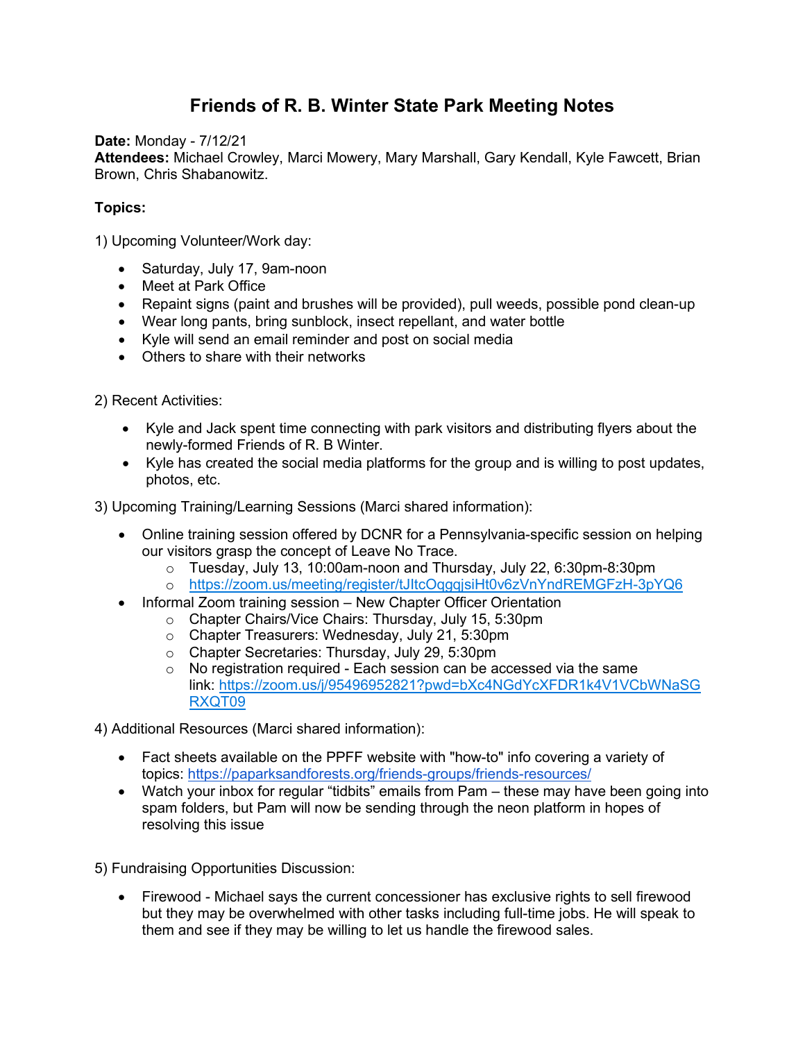# Friends of R. B. Winter State Park Meeting Notes

**Date:** Monday - 7/12/21
**Attendees:** Michael Crowley, Marci Mowery, Mary Marshall, Gary Kendall, Kyle Fawcett, Brian Brown, Chris Shabanowitz.

**Topics:**

1) Upcoming Volunteer/Work day:

- Saturday, July 17, 9am-noon
- Meet at Park Office
- Repaint signs (paint and brushes will be provided), pull weeds, possible pond clean-up
- Wear long pants, bring sunblock, insect repellant, and water bottle
- Kyle will send an email reminder and post on social media
- Others to share with their networks

2) Recent Activities:

- Kyle and Jack spent time connecting with park visitors and distributing flyers about the newly-formed Friends of R. B Winter.
- Kyle has created the social media platforms for the group and is willing to post updates, photos, etc.

3) Upcoming Training/Learning Sessions (Marci shared information):

- Online training session offered by DCNR for a Pennsylvania-specific session on helping our visitors grasp the concept of Leave No Trace.
    - Tuesday, July 13, 10:00am-noon and Thursday, July 22, 6:30pm-8:30pm
    - https://zoom.us/meeting/register/tJItcOqgqjsiHt0v6zVnYndREMGFzH-3pYQ6
- Informal Zoom training session – New Chapter Officer Orientation
    - Chapter Chairs/Vice Chairs: Thursday, July 15, 5:30pm
    - Chapter Treasurers: Wednesday, July 21, 5:30pm
    - Chapter Secretaries: Thursday, July 29, 5:30pm
    - No registration required - Each session can be accessed via the same link: https://zoom.us/j/95496952821?pwd=bXc4NGdYcXFDR1k4V1VCbWNaSGRXQT09

4) Additional Resources (Marci shared information):

- Fact sheets available on the PPFF website with "how-to" info covering a variety of topics: https://paparksandforests.org/friends-groups/friends-resources/
- Watch your inbox for regular "tidbits" emails from Pam – these may have been going into spam folders, but Pam will now be sending through the neon platform in hopes of resolving this issue

5) Fundraising Opportunities Discussion:

- Firewood - Michael says the current concessioner has exclusive rights to sell firewood but they may be overwhelmed with other tasks including full-time jobs. He will speak to them and see if they may be willing to let us handle the firewood sales.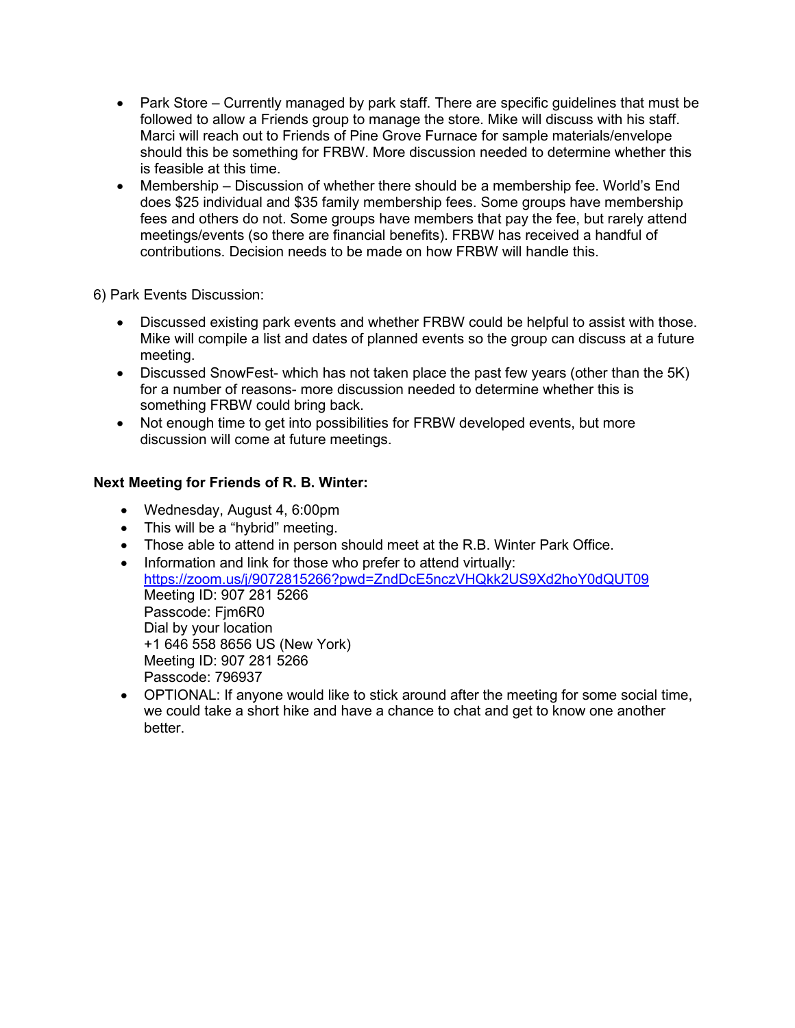- Park Store – Currently managed by park staff. There are specific guidelines that must be followed to allow a Friends group to manage the store. Mike will discuss with his staff. Marci will reach out to Friends of Pine Grove Furnace for sample materials/envelope should this be something for FRBW. More discussion needed to determine whether this is feasible at this time.
- Membership – Discussion of whether there should be a membership fee. World's End does $25 individual and $35 family membership fees. Some groups have membership fees and others do not. Some groups have members that pay the fee, but rarely attend meetings/events (so there are financial benefits). FRBW has received a handful of contributions. Decision needs to be made on how FRBW will handle this.

6) Park Events Discussion:

- Discussed existing park events and whether FRBW could be helpful to assist with those. Mike will compile a list and dates of planned events so the group can discuss at a future meeting.
- Discussed SnowFest- which has not taken place the past few years (other than the 5K) for a number of reasons- more discussion needed to determine whether this is something FRBW could bring back.
- Not enough time to get into possibilities for FRBW developed events, but more discussion will come at future meetings.

**Next Meeting for Friends of R. B. Winter:**

- Wednesday, August 4, 6:00pm
- This will be a "hybrid" meeting.
- Those able to attend in person should meet at the R.B. Winter Park Office.
- Information and link for those who prefer to attend virtually:
  https://zoom.us/j/9072815266?pwd=ZndDcE5nczVHQkk2US9Xd2hoY0dQUT09
  Meeting ID: 907 281 5266
  Passcode: Fjm6R0
  Dial by your location
  +1 646 558 8656 US (New York)
  Meeting ID: 907 281 5266
  Passcode: 796937
- OPTIONAL: If anyone would like to stick around after the meeting for some social time, we could take a short hike and have a chance to chat and get to know one another better.